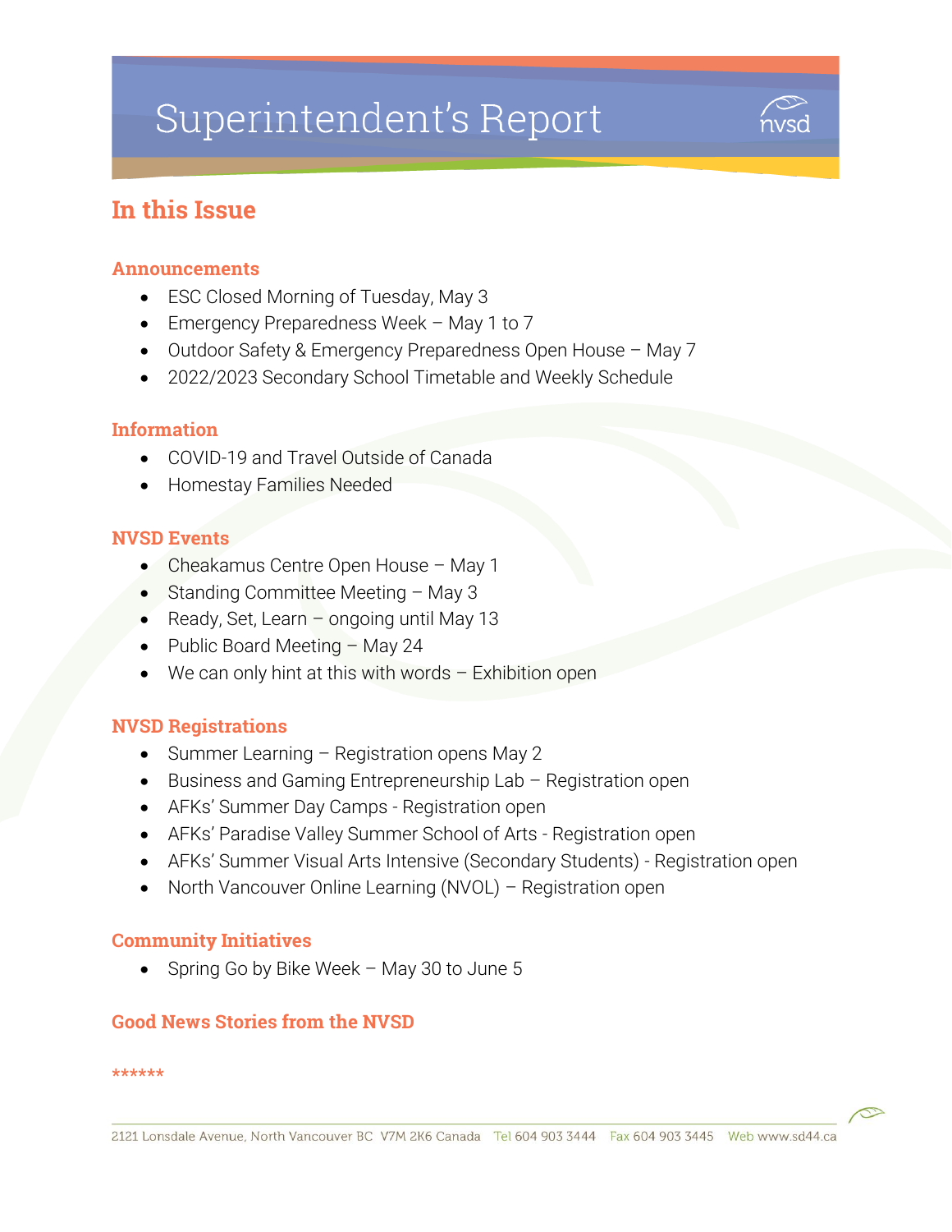# Superintendent's Report

## In this Issue

### Announcements

- ESC Closed Morning of Tuesday, May 3
- Emergency Preparedness Week – May 1 to 7
- Outdoor Safety & Emergency Preparedness Open House – May 7
- 2022/2023 Secondary School Timetable and Weekly Schedule

### Information

- COVID-19 and Travel Outside of Canada
- Homestay Families Needed

### NVSD Events

- Cheakamus Centre Open House – May 1
- Standing Committee Meeting – May 3
- Ready, Set, Learn – ongoing until May 13
- Public Board Meeting – May 24
- We can only hint at this with words – Exhibition open

### NVSD Registrations

- Summer Learning – Registration opens May 2
- Business and Gaming Entrepreneurship Lab – Registration open
- AFKs' Summer Day Camps - Registration open
- AFKs' Paradise Valley Summer School of Arts - Registration open
- AFKs' Summer Visual Arts Intensive (Secondary Students) - Registration open
- North Vancouver Online Learning (NVOL) – Registration open

### Community Initiatives

- Spring Go by Bike Week – May 30 to June 5

### Good News Stories from the NVSD

******

2121 Lonsdale Avenue, North Vancouver BC V7M 2K6 Canada Tel 604 903 3444 Fax 604 903 3445 Web www.sd44.ca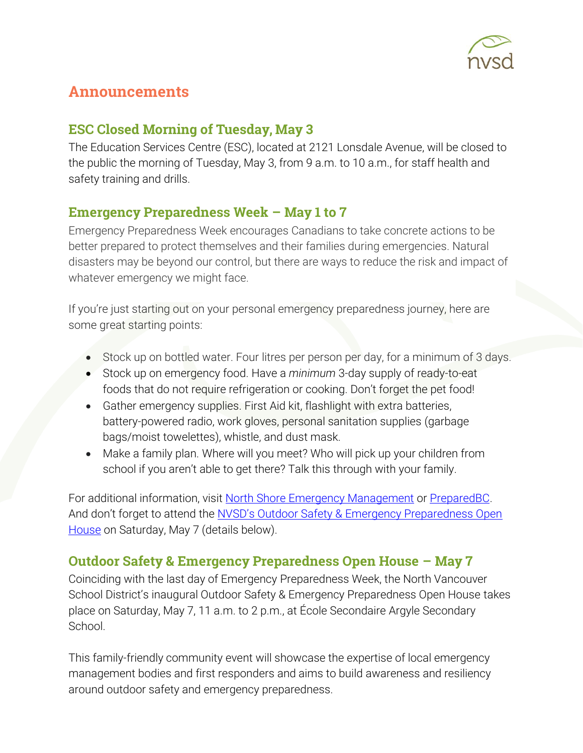## Announcements

### ESC Closed Morning of Tuesday, May 3

The Education Services Centre (ESC), located at 2121 Lonsdale Avenue, will be closed to the public the morning of Tuesday, May 3, from 9 a.m. to 10 a.m., for staff health and safety training and drills.

### Emergency Preparedness Week – May 1 to 7

Emergency Preparedness Week encourages Canadians to take concrete actions to be better prepared to protect themselves and their families during emergencies. Natural disasters may be beyond our control, but there are ways to reduce the risk and impact of whatever emergency we might face.

If you're just starting out on your personal emergency preparedness journey, here are some great starting points:

- Stock up on bottled water. Four litres per person per day, for a minimum of 3 days.
- Stock up on emergency food. Have a *minimum* 3-day supply of ready-to-eat foods that do not require refrigeration or cooking. Don't forget the pet food!
- Gather emergency supplies. First Aid kit, flashlight with extra batteries, battery-powered radio, work gloves, personal sanitation supplies (garbage bags/moist towelettes), whistle, and dust mask.
- Make a family plan. Where will you meet? Who will pick up your children from school if you aren't able to get there? Talk this through with your family.

For additional information, visit North Shore Emergency Management or PreparedBC. And don't forget to attend the NVSD's Outdoor Safety & Emergency Preparedness Open House on Saturday, May 7 (details below).

### Outdoor Safety & Emergency Preparedness Open House – May 7

Coinciding with the last day of Emergency Preparedness Week, the North Vancouver School District's inaugural Outdoor Safety & Emergency Preparedness Open House takes place on Saturday, May 7, 11 a.m. to 2 p.m., at École Secondaire Argyle Secondary School.

This family-friendly community event will showcase the expertise of local emergency management bodies and first responders and aims to build awareness and resiliency around outdoor safety and emergency preparedness.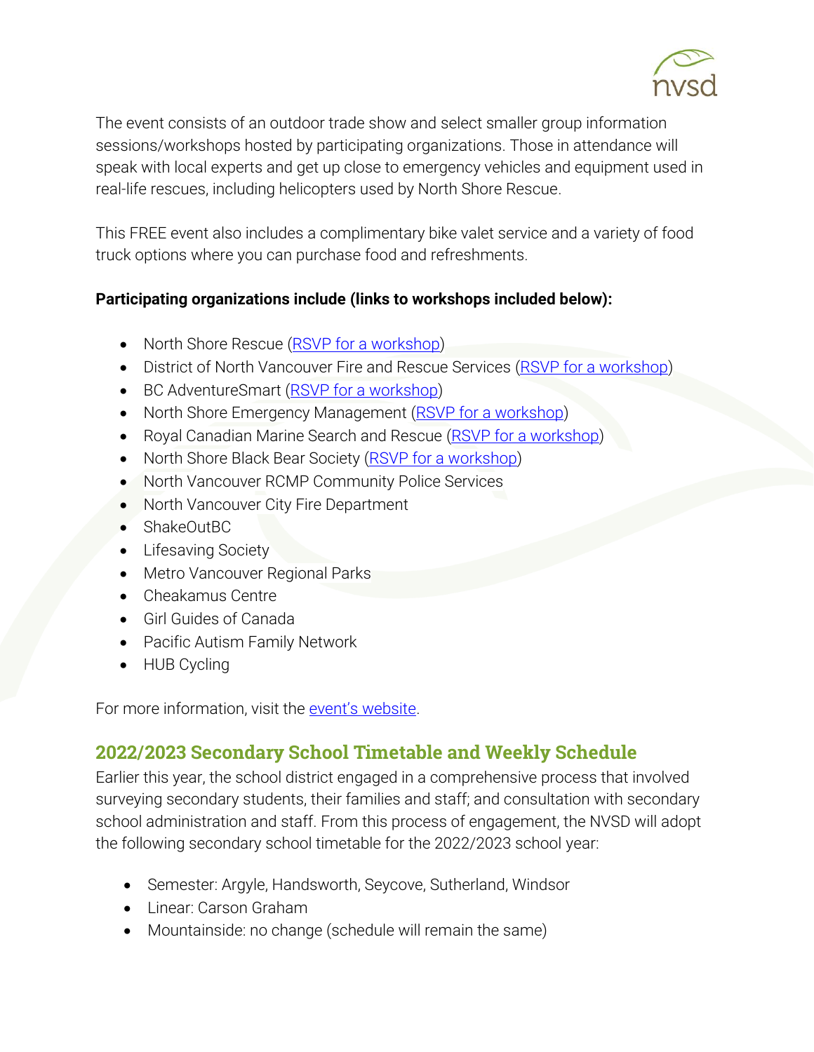The event consists of an outdoor trade show and select smaller group information sessions/workshops hosted by participating organizations. Those in attendance will speak with local experts and get up close to emergency vehicles and equipment used in real-life rescues, including helicopters used by North Shore Rescue.

This FREE event also includes a complimentary bike valet service and a variety of food truck options where you can purchase food and refreshments.

**Participating organizations include (links to workshops included below):**

- North Shore Rescue (RSVP for a workshop)
- District of North Vancouver Fire and Rescue Services (RSVP for a workshop)
- BC AdventureSmart (RSVP for a workshop)
- North Shore Emergency Management (RSVP for a workshop)
- Royal Canadian Marine Search and Rescue (RSVP for a workshop)
- North Shore Black Bear Society (RSVP for a workshop)
- North Vancouver RCMP Community Police Services
- North Vancouver City Fire Department
- ShakeOutBC
- Lifesaving Society
- Metro Vancouver Regional Parks
- Cheakamus Centre
- Girl Guides of Canada
- Pacific Autism Family Network
- HUB Cycling

For more information, visit the event's website.

## 2022/2023 Secondary School Timetable and Weekly Schedule

Earlier this year, the school district engaged in a comprehensive process that involved surveying secondary students, their families and staff; and consultation with secondary school administration and staff. From this process of engagement, the NVSD will adopt the following secondary school timetable for the 2022/2023 school year:

- Semester: Argyle, Handsworth, Seycove, Sutherland, Windsor
- Linear: Carson Graham
- Mountainside: no change (schedule will remain the same)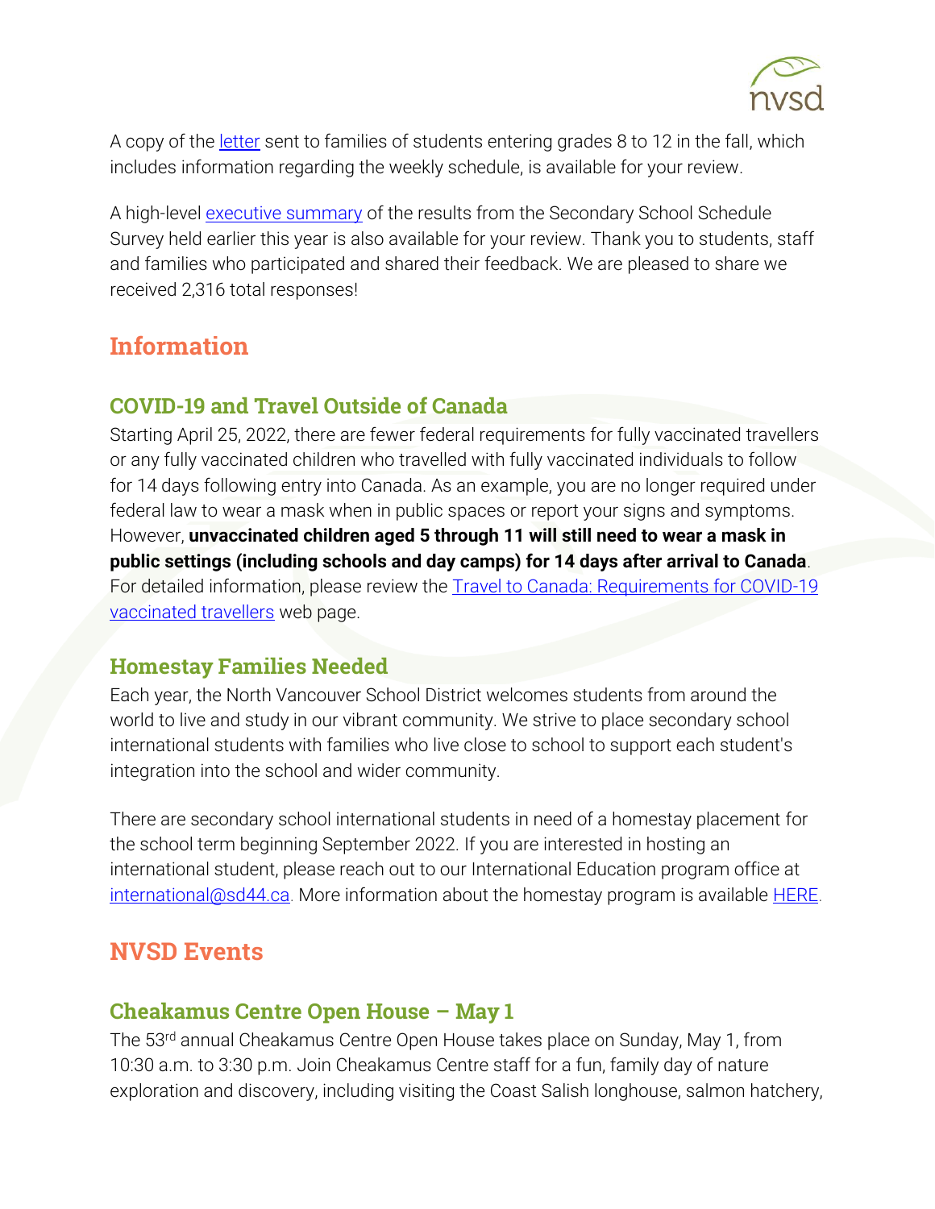A copy of the letter sent to families of students entering grades 8 to 12 in the fall, which includes information regarding the weekly schedule, is available for your review.

A high-level executive summary of the results from the Secondary School Schedule Survey held earlier this year is also available for your review. Thank you to students, staff and families who participated and shared their feedback. We are pleased to share we received 2,316 total responses!

## Information

### COVID-19 and Travel Outside of Canada

Starting April 25, 2022, there are fewer federal requirements for fully vaccinated travellers or any fully vaccinated children who travelled with fully vaccinated individuals to follow for 14 days following entry into Canada. As an example, you are no longer required under federal law to wear a mask when in public spaces or report your signs and symptoms. However, **unvaccinated children aged 5 through 11 will still need to wear a mask in public settings (including schools and day camps) for 14 days after arrival to Canada**. For detailed information, please review the Travel to Canada: Requirements for COVID-19 vaccinated travellers web page.

### Homestay Families Needed

Each year, the North Vancouver School District welcomes students from around the world to live and study in our vibrant community. We strive to place secondary school international students with families who live close to school to support each student's integration into the school and wider community.

There are secondary school international students in need of a homestay placement for the school term beginning September 2022. If you are interested in hosting an international student, please reach out to our International Education program office at international@sd44.ca. More information about the homestay program is available HERE.

## NVSD Events

### Cheakamus Centre Open House – May 1

The 53rd annual Cheakamus Centre Open House takes place on Sunday, May 1, from 10:30 a.m. to 3:30 p.m. Join Cheakamus Centre staff for a fun, family day of nature exploration and discovery, including visiting the Coast Salish longhouse, salmon hatchery,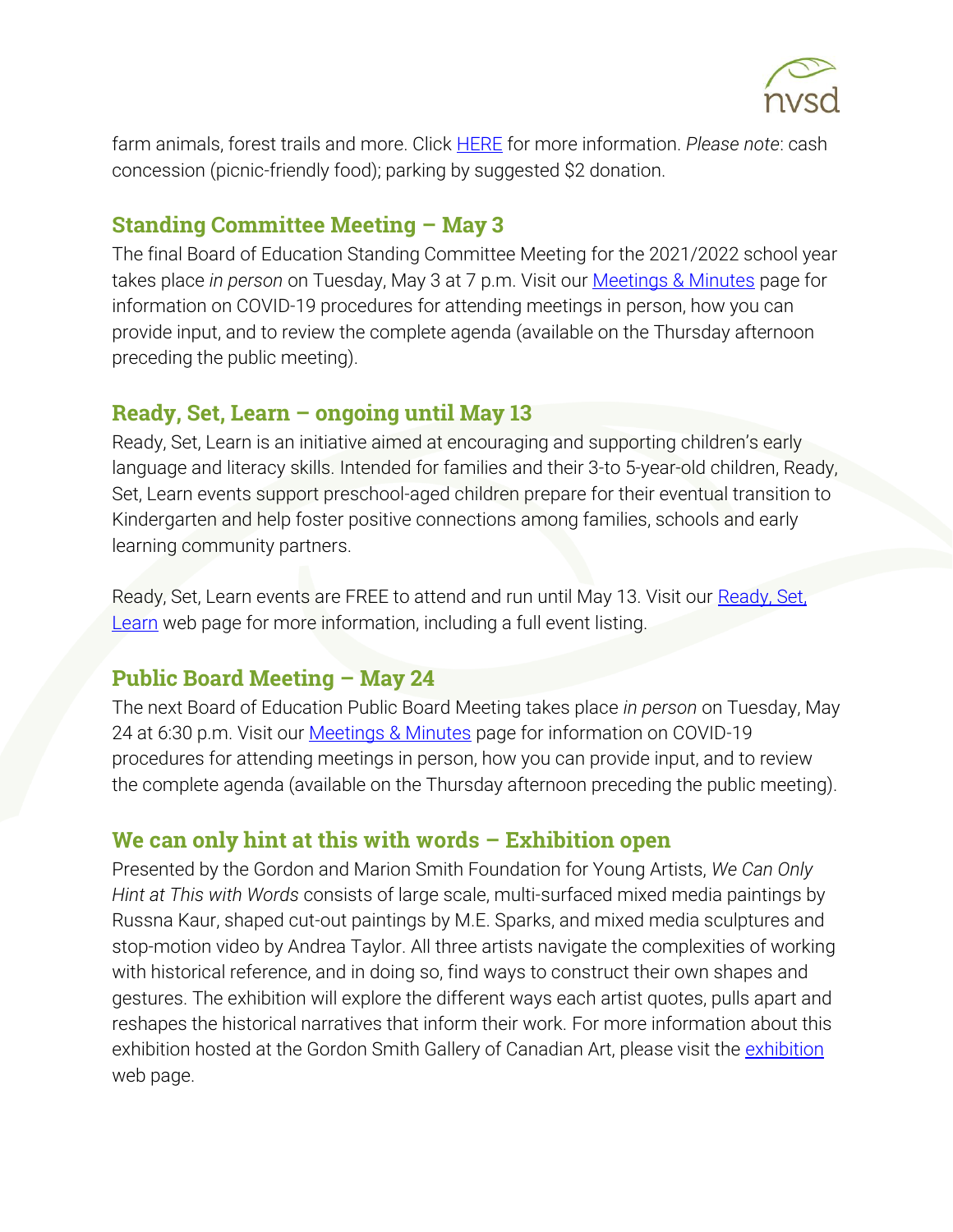farm animals, forest trails and more. Click [HERE](#) for more information. *Please note*: cash concession (picnic-friendly food); parking by suggested $2 donation.

## Standing Committee Meeting – May 3

The final Board of Education Standing Committee Meeting for the 2021/2022 school year takes place *in person* on Tuesday, May 3 at 7 p.m. Visit our [Meetings & Minutes](#) page for information on COVID-19 procedures for attending meetings in person, how you can provide input, and to review the complete agenda (available on the Thursday afternoon preceding the public meeting).

## Ready, Set, Learn – ongoing until May 13

Ready, Set, Learn is an initiative aimed at encouraging and supporting children's early language and literacy skills. Intended for families and their 3-to 5-year-old children, Ready, Set, Learn events support preschool-aged children prepare for their eventual transition to Kindergarten and help foster positive connections among families, schools and early learning community partners.

Ready, Set, Learn events are FREE to attend and run until May 13. Visit our [Ready, Set, Learn](#) web page for more information, including a full event listing.

## Public Board Meeting – May 24

The next Board of Education Public Board Meeting takes place *in person* on Tuesday, May 24 at 6:30 p.m. Visit our [Meetings & Minutes](#) page for information on COVID-19 procedures for attending meetings in person, how you can provide input, and to review the complete agenda (available on the Thursday afternoon preceding the public meeting).

## We can only hint at this with words – Exhibition open

Presented by the Gordon and Marion Smith Foundation for Young Artists, *We Can Only Hint at This with Words* consists of large scale, multi-surfaced mixed media paintings by Russna Kaur, shaped cut-out paintings by M.E. Sparks, and mixed media sculptures and stop-motion video by Andrea Taylor. All three artists navigate the complexities of working with historical reference, and in doing so, find ways to construct their own shapes and gestures. The exhibition will explore the different ways each artist quotes, pulls apart and reshapes the historical narratives that inform their work. For more information about this exhibition hosted at the Gordon Smith Gallery of Canadian Art, please visit the [exhibition](#) web page.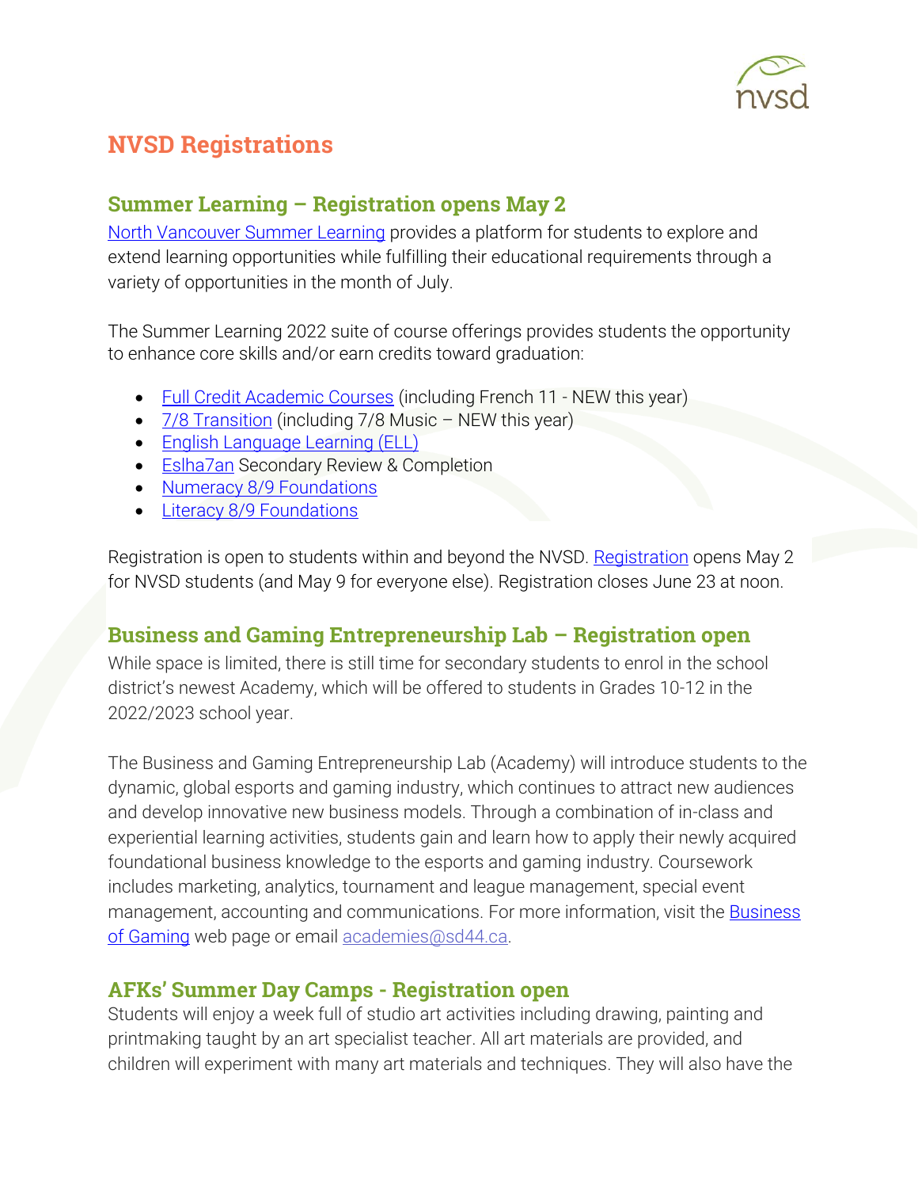# NVSD Registrations

## Summer Learning – Registration opens May 2

North Vancouver Summer Learning provides a platform for students to explore and extend learning opportunities while fulfilling their educational requirements through a variety of opportunities in the month of July.

The Summer Learning 2022 suite of course offerings provides students the opportunity to enhance core skills and/or earn credits toward graduation:

- Full Credit Academic Courses (including French 11 - NEW this year)
- 7/8 Transition (including 7/8 Music – NEW this year)
- English Language Learning (ELL)
- Eslha7an Secondary Review & Completion
- Numeracy 8/9 Foundations
- Literacy 8/9 Foundations

Registration is open to students within and beyond the NVSD. Registration opens May 2 for NVSD students (and May 9 for everyone else). Registration closes June 23 at noon.

## Business and Gaming Entrepreneurship Lab – Registration open

While space is limited, there is still time for secondary students to enrol in the school district's newest Academy, which will be offered to students in Grades 10-12 in the 2022/2023 school year.

The Business and Gaming Entrepreneurship Lab (Academy) will introduce students to the dynamic, global esports and gaming industry, which continues to attract new audiences and develop innovative new business models. Through a combination of in-class and experiential learning activities, students gain and learn how to apply their newly acquired foundational business knowledge to the esports and gaming industry. Coursework includes marketing, analytics, tournament and league management, special event management, accounting and communications. For more information, visit the Business of Gaming web page or email academies@sd44.ca.

## AFKs' Summer Day Camps - Registration open

Students will enjoy a week full of studio art activities including drawing, painting and printmaking taught by an art specialist teacher. All art materials are provided, and children will experiment with many art materials and techniques. They will also have the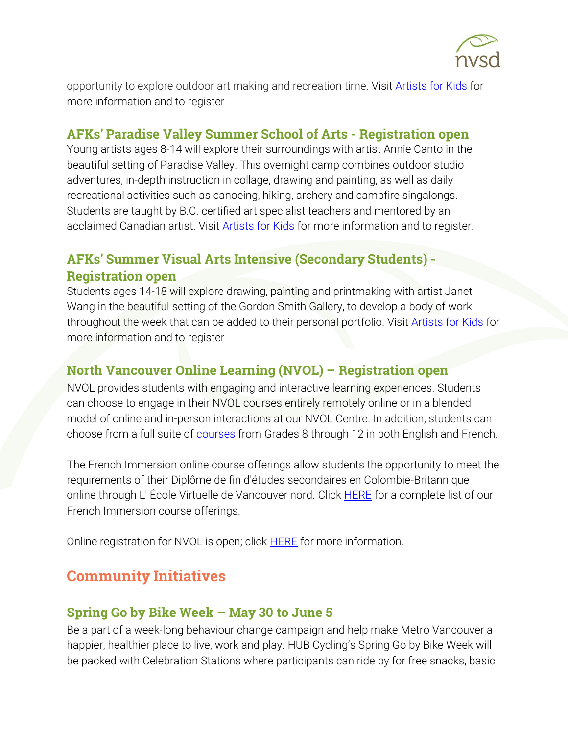opportunity to explore outdoor art making and recreation time. Visit [Artists for Kids] for more information and to register

### AFKs' Paradise Valley Summer School of Arts - Registration open

Young artists ages 8-14 will explore their surroundings with artist Annie Canto in the beautiful setting of Paradise Valley. This overnight camp combines outdoor studio adventures, in-depth instruction in collage, drawing and painting, as well as daily recreational activities such as canoeing, hiking, archery and campfire singalongs. Students are taught by B.C. certified art specialist teachers and mentored by an acclaimed Canadian artist. Visit Artists for Kids for more information and to register.

### AFKs' Summer Visual Arts Intensive (Secondary Students) - Registration open

Students ages 14-18 will explore drawing, painting and printmaking with artist Janet Wang in the beautiful setting of the Gordon Smith Gallery, to develop a body of work throughout the week that can be added to their personal portfolio. Visit Artists for Kids for more information and to register

### North Vancouver Online Learning (NVOL) – Registration open

NVOL provides students with engaging and interactive learning experiences. Students can choose to engage in their NVOL courses entirely remotely online or in a blended model of online and in-person interactions at our NVOL Centre. In addition, students can choose from a full suite of courses from Grades 8 through 12 in both English and French.

The French Immersion online course offerings allow students the opportunity to meet the requirements of their Diplôme de fin d'études secondaires en Colombie-Britannique online through L' École Virtuelle de Vancouver nord. Click HERE for a complete list of our French Immersion course offerings.

Online registration for NVOL is open; click HERE for more information.

## Community Initiatives

### Spring Go by Bike Week – May 30 to June 5

Be a part of a week-long behaviour change campaign and help make Metro Vancouver a happier, healthier place to live, work and play. HUB Cycling's Spring Go by Bike Week will be packed with Celebration Stations where participants can ride by for free snacks, basic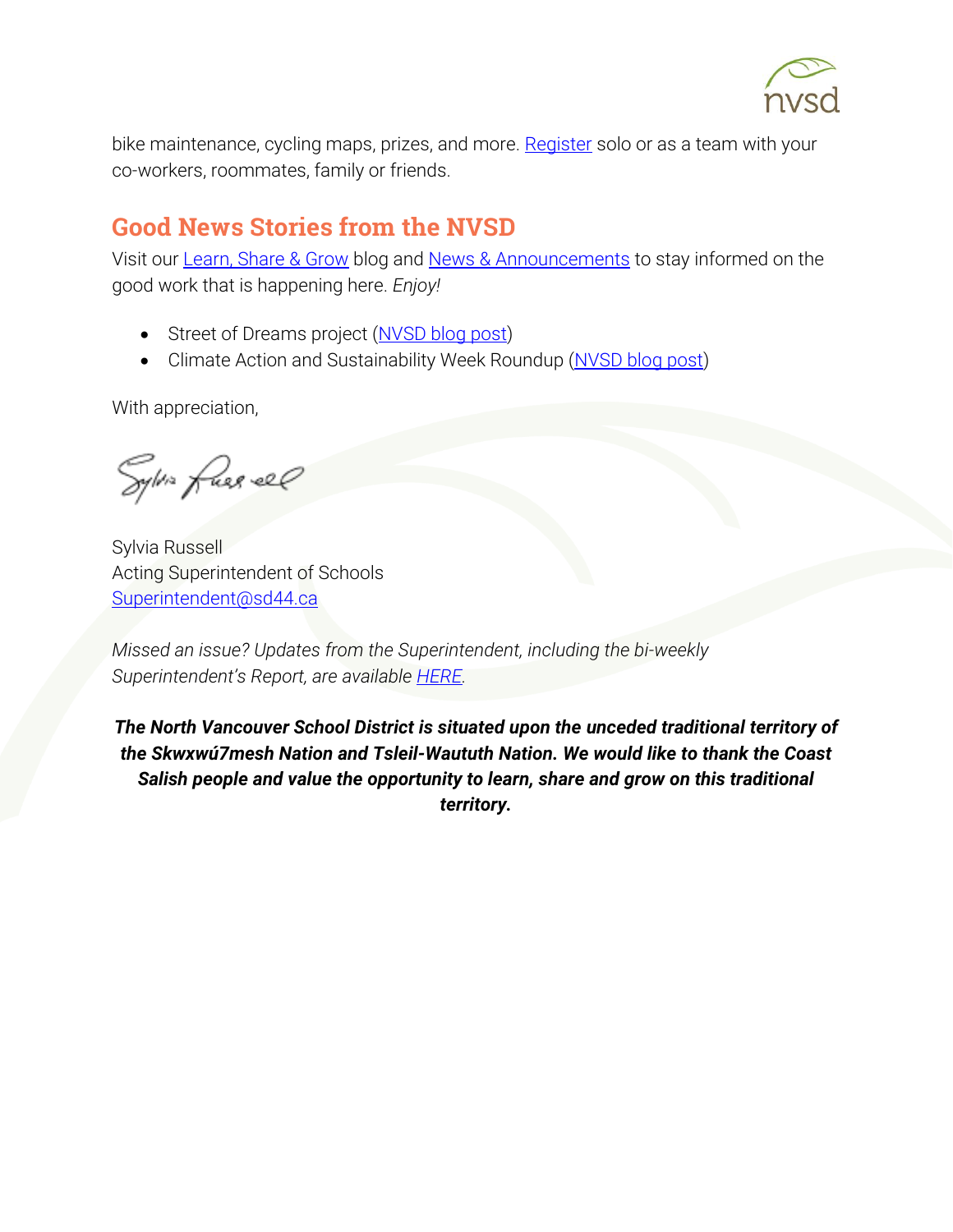bike maintenance, cycling maps, prizes, and more. Register solo or as a team with your co-workers, roommates, family or friends.

## Good News Stories from the NVSD

Visit our Learn, Share & Grow blog and News & Announcements to stay informed on the good work that is happening here. *Enjoy!*

- Street of Dreams project (NVSD blog post)
- Climate Action and Sustainability Week Roundup (NVSD blog post)

With appreciation,

Sylvia Russell
Acting Superintendent of Schools
Superintendent@sd44.ca

*Missed an issue? Updates from the Superintendent, including the bi-weekly Superintendent's Report, are available HERE.*

***The North Vancouver School District is situated upon the unceded traditional territory of the Skwxwú7mesh Nation and Tsleil-Waututh Nation. We would like to thank the Coast Salish people and value the opportunity to learn, share and grow on this traditional territory.***